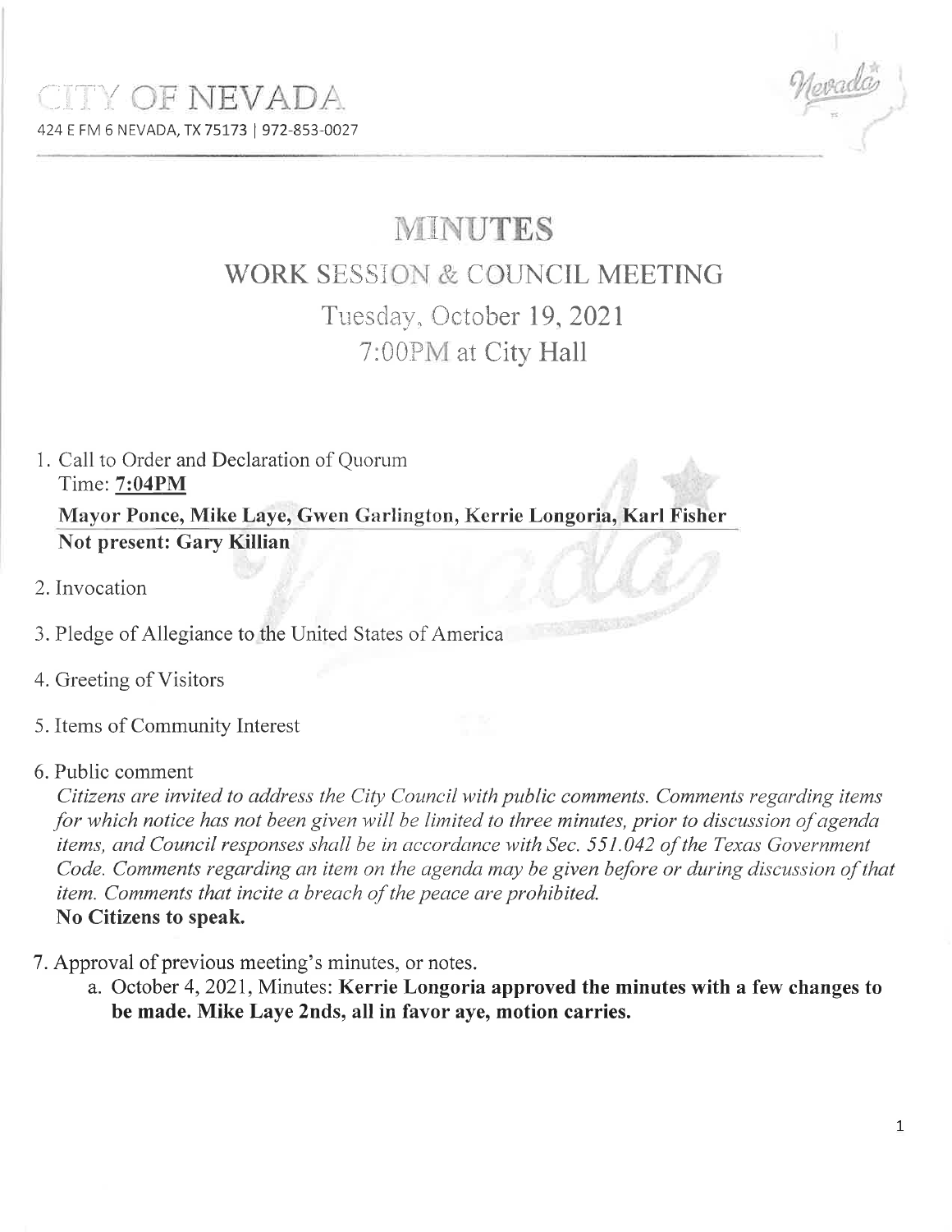# CITY OF NEVADA

424 E FM 6 NEVADA, TX 75173 | 972-853-0027

# MINUTES

## WORK SESSION & COUNCIL MEETING

### Tuesday, October 19, 2021
### 7:00PM at City Hall

1. Call to Order and Declaration of Quorum
   Time: **7:04PM**
   **Mayor Ponce, Mike Laye, Gwen Garlington, Kerrie Longoria, Karl Fisher**
   **Not present: Gary Killian**

2. Invocation

3. Pledge of Allegiance to the United States of America

4. Greeting of Visitors

5. Items of Community Interest

6. Public comment
   *Citizens are invited to address the City Council with public comments. Comments regarding items for which notice has not been given will be limited to three minutes, prior to discussion of agenda items, and Council responses shall be in accordance with Sec. 551.042 of the Texas Government Code. Comments regarding an item on the agenda may be given before or during discussion of that item. Comments that incite a breach of the peace are prohibited.*
   **No Citizens to speak.**

7. Approval of previous meeting's minutes, or notes.
   a. October 4, 2021, Minutes: **Kerrie Longoria approved the minutes with a few changes to be made. Mike Laye 2nds, all in favor aye, motion carries.**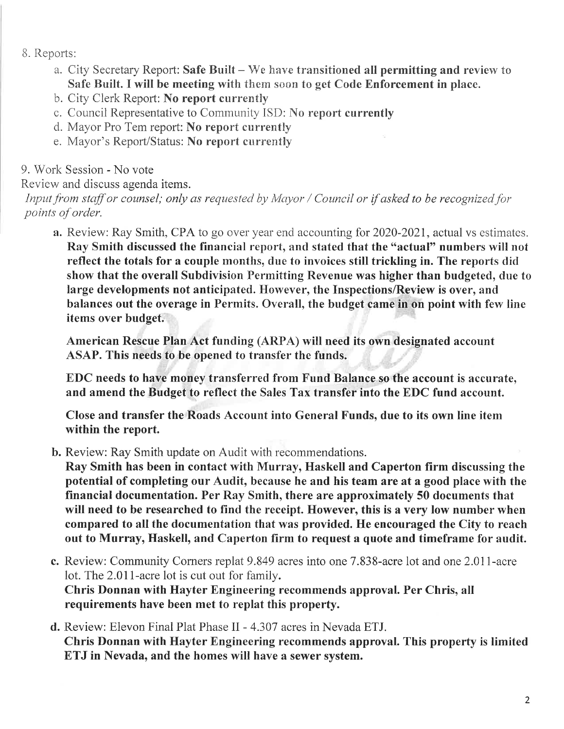8. Reports:
   - a. City Secretary Report: **Safe Built – We have transitioned all permitting and review to Safe Built. I will be meeting with them soon to get Code Enforcement in place.**
   - b. City Clerk Report: **No report currently**
   - c. Council Representative to Community ISD: **No report currently**
   - d. Mayor Pro Tem report: **No report currently**
   - e. Mayor's Report/Status: **No report currently**

9. Work Session - No vote

Review and discuss agenda items.

*Input from staff or counsel; only as requested by Mayor / Council or if asked to be recognized for points of order.*

**a.** Review: Ray Smith, CPA to go over year end accounting for 2020-2021, actual vs estimates. **Ray Smith discussed the financial report, and stated that the "actual" numbers will not reflect the totals for a couple months, due to invoices still trickling in. The reports did show that the overall Subdivision Permitting Revenue was higher than budgeted, due to large developments not anticipated. However, the Inspections/Review is over, and balances out the overage in Permits. Overall, the budget came in on point with few line items over budget.**

**American Rescue Plan Act funding (ARPA) will need its own designated account ASAP. This needs to be opened to transfer the funds.**

**EDC needs to have money transferred from Fund Balance so the account is accurate, and amend the Budget to reflect the Sales Tax transfer into the EDC fund account.**

**Close and transfer the Roads Account into General Funds, due to its own line item within the report.**

**b.** Review: Ray Smith update on Audit with recommendations.
**Ray Smith has been in contact with Murray, Haskell and Caperton firm discussing the potential of completing our Audit, because he and his team are at a good place with the financial documentation. Per Ray Smith, there are approximately 50 documents that will need to be researched to find the receipt. However, this is a very low number when compared to all the documentation that was provided. He encouraged the City to reach out to Murray, Haskell, and Caperton firm to request a quote and timeframe for audit.**

**c.** Review: Community Corners replat 9.849 acres into one 7.838-acre lot and one 2.011-acre lot. The 2.011-acre lot is cut out for family.
**Chris Donnan with Hayter Engineering recommends approval. Per Chris, all requirements have been met to replat this property.**

**d.** Review: Elevon Final Plat Phase II - 4.307 acres in Nevada ETJ.
**Chris Donnan with Hayter Engineering recommends approval. This property is limited ETJ in Nevada, and the homes will have a sewer system.**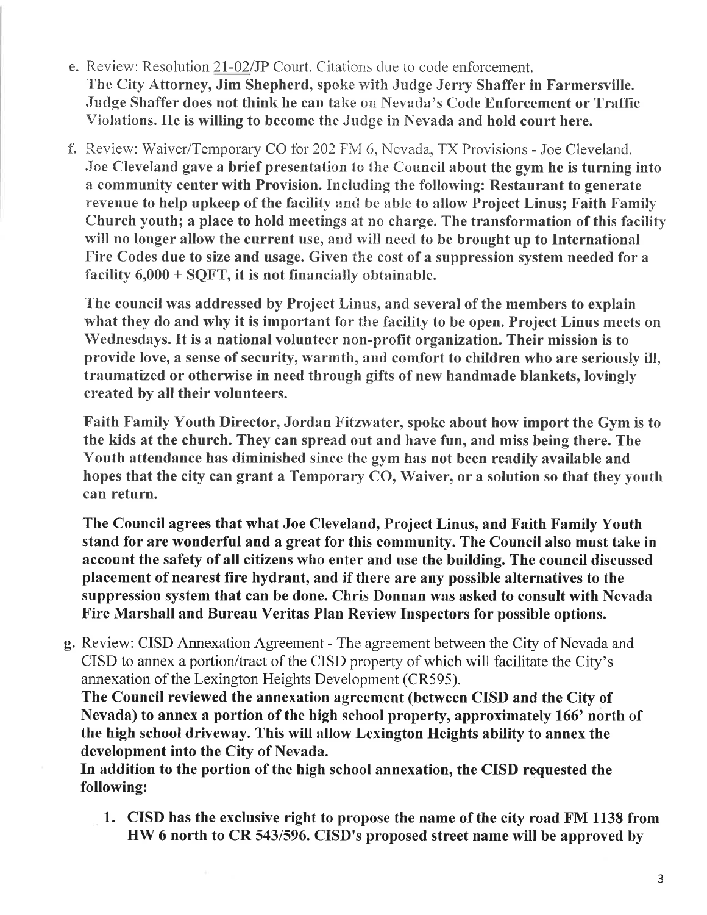e. Review: Resolution 21-02/JP Court. Citations due to code enforcement.
**The City Attorney, Jim Shepherd, spoke with Judge Jerry Shaffer in Farmersville. Judge Shaffer does not think he can take on Nevada's Code Enforcement or Traffic Violations. He is willing to become the Judge in Nevada and hold court here.**

f. Review: Waiver/Temporary CO for 202 FM 6, Nevada, TX Provisions - Joe Cleveland.
**Joe Cleveland gave a brief presentation to the Council about the gym he is turning into a community center with Provision. Including the following: Restaurant to generate revenue to help upkeep of the facility and be able to allow Project Linus; Faith Family Church youth; a place to hold meetings at no charge. The transformation of this facility will no longer allow the current use, and will need to be brought up to International Fire Codes due to size and usage. Given the cost of a suppression system needed for a facility 6,000 + SQFT, it is not financially obtainable.**

**The council was addressed by Project Linus, and several of the members to explain what they do and why it is important for the facility to be open. Project Linus meets on Wednesdays. It is a national volunteer non-profit organization. Their mission is to provide love, a sense of security, warmth, and comfort to children who are seriously ill, traumatized or otherwise in need through gifts of new handmade blankets, lovingly created by all their volunteers.**

**Faith Family Youth Director, Jordan Fitzwater, spoke about how import the Gym is to the kids at the church. They can spread out and have fun, and miss being there. The Youth attendance has diminished since the gym has not been readily available and hopes that the city can grant a Temporary CO, Waiver, or a solution so that they youth can return.**

**The Council agrees that what Joe Cleveland, Project Linus, and Faith Family Youth stand for are wonderful and a great for this community. The Council also must take in account the safety of all citizens who enter and use the building. The council discussed placement of nearest fire hydrant, and if there are any possible alternatives to the suppression system that can be done. Chris Donnan was asked to consult with Nevada Fire Marshall and Bureau Veritas Plan Review Inspectors for possible options.**

g. Review: CISD Annexation Agreement - The agreement between the City of Nevada and CISD to annex a portion/tract of the CISD property of which will facilitate the City's annexation of the Lexington Heights Development (CR595).
**The Council reviewed the annexation agreement (between CISD and the City of Nevada) to annex a portion of the high school property, approximately 166' north of the high school driveway. This will allow Lexington Heights ability to annex the development into the City of Nevada.**
**In addition to the portion of the high school annexation, the CISD requested the following:**

1. **CISD has the exclusive right to propose the name of the city road FM 1138 from HW 6 north to CR 543/596. CISD's proposed street name will be approved by**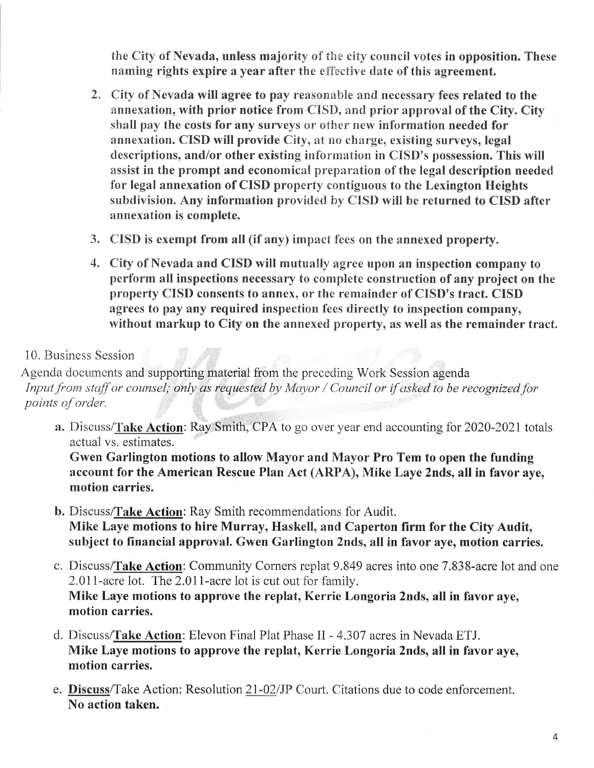**the City of Nevada, unless majority of the city council votes in opposition. These naming rights expire a year after the effective date of this agreement.**

2. **City of Nevada will agree to pay reasonable and necessary fees related to the annexation, with prior notice from CISD, and prior approval of the City. City shall pay the costs for any surveys or other new information needed for annexation. CISD will provide City, at no charge, existing surveys, legal descriptions, and/or other existing information in CISD's possession. This will assist in the prompt and economical preparation of the legal description needed for legal annexation of CISD property contiguous to the Lexington Heights subdivision. Any information provided by CISD will be returned to CISD after annexation is complete.**

3. **CISD is exempt from all (if any) impact fees on the annexed property.**

4. **City of Nevada and CISD will mutually agree upon an inspection company to perform all inspections necessary to complete construction of any project on the property CISD consents to annex, or the remainder of CISD's tract. CISD agrees to pay any required inspection fees directly to inspection company, without markup to City on the annexed property, as well as the remainder tract.**

10. Business Session

Agenda documents and supporting material from the preceding Work Session agenda
*Input from staff or counsel; only as requested by Mayor / Council or if asked to be recognized for points of order.*

a. Discuss/**Take Action**: Ray Smith, CPA to go over year end accounting for 2020-2021 totals actual vs. estimates.
**Gwen Garlington motions to allow Mayor and Mayor Pro Tem to open the funding account for the American Rescue Plan Act (ARPA), Mike Laye 2nds, all in favor aye, motion carries.**

b. Discuss/**Take Action**: Ray Smith recommendations for Audit.
**Mike Laye motions to hire Murray, Haskell, and Caperton firm for the City Audit, subject to financial approval. Gwen Garlington 2nds, all in favor aye, motion carries.**

c. Discuss/**Take Action**: Community Corners replat 9.849 acres into one 7.838-acre lot and one 2.011-acre lot. The 2.011-acre lot is cut out for family.
**Mike Laye motions to approve the replat, Kerrie Longoria 2nds, all in favor aye, motion carries.**

d. Discuss/**Take Action**: Elevon Final Plat Phase II - 4.307 acres in Nevada ETJ.
**Mike Laye motions to approve the replat, Kerrie Longoria 2nds, all in favor aye, motion carries.**

e. **Discuss**/Take Action: Resolution 21-02/JP Court. Citations due to code enforcement.
**No action taken.**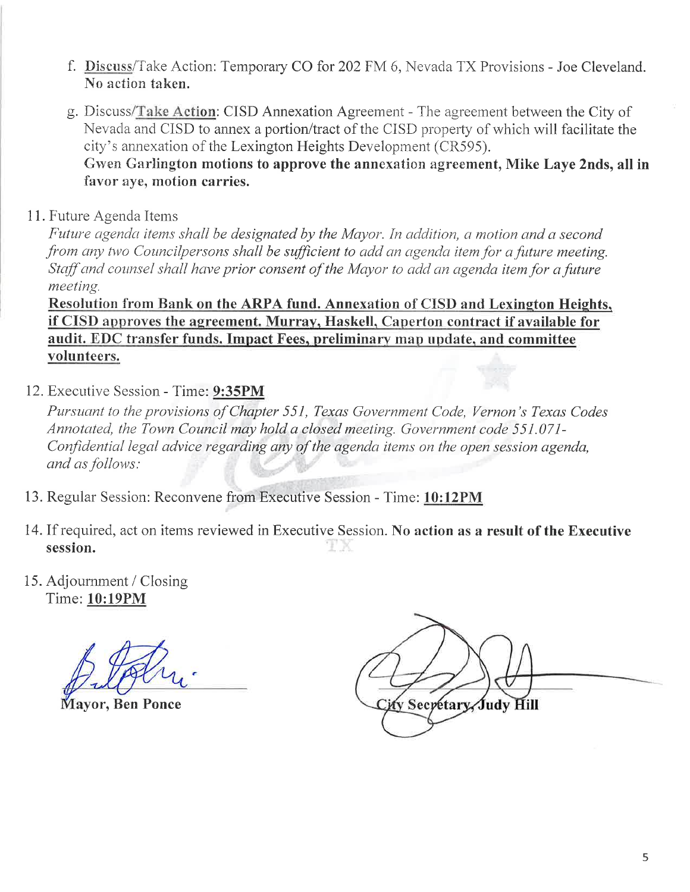f. <u>**Discuss**</u>/Take Action: Temporary CO for 202 FM 6, Nevada TX Provisions - Joe Cleveland. **No action taken.**

g. Discuss/<u>**Take Action**</u>: CISD Annexation Agreement - The agreement between the City of Nevada and CISD to annex a portion/tract of the CISD property of which will facilitate the city's annexation of the Lexington Heights Development (CR595).
**Gwen Garlington motions to approve the annexation agreement, Mike Laye 2nds, all in favor aye, motion carries.**

11. Future Agenda Items
*Future agenda items shall be designated by the Mayor. In addition, a motion and a second from any two Councilpersons shall be sufficient to add an agenda item for a future meeting. Staff and counsel shall have prior consent of the Mayor to add an agenda item for a future meeting.*
<u>**Resolution from Bank on the ARPA fund. Annexation of CISD and Lexington Heights, if CISD approves the agreement. Murray, Haskell, Caperton contract if available for audit. EDC transfer funds. Impact Fees, preliminary map update, and committee volunteers.**</u>

12. Executive Session - Time: <u>**9:35PM**</u>
*Pursuant to the provisions of Chapter 551, Texas Government Code, Vernon's Texas Codes Annotated, the Town Council may hold a closed meeting. Government code 551.071- Confidential legal advice regarding any of the agenda items on the open session agenda, and as follows:*

13. Regular Session: Reconvene from Executive Session - Time: <u>**10:12PM**</u>

14. If required, act on items reviewed in Executive Session. **No action as a result of the Executive session.**

15. Adjournment / Closing
Time: <u>**10:19PM**</u>

**Mayor, Ben Ponce**

**City Secretary, Judy Hill**